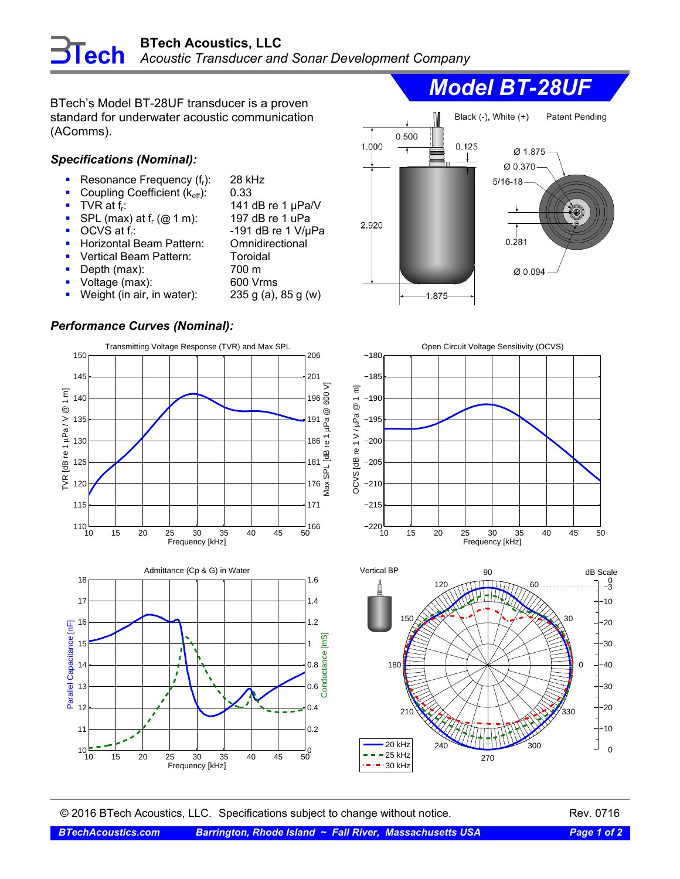# BTech Acoustics, LLC

*Acoustic Transducer and Sonar Development Company*

## *Model BT-28UF*

BTech's Model BT-28UF transducer is a proven standard for underwater acoustic communication (AComms).

### *Specifications (Nominal):*

- Resonance Frequency ($f_r$): 28 kHz
- Coupling Coefficient ($k_{eff}$): 0.33
- TVR at $f_r$: 141 dB re 1 μPa/V
- SPL (max) at $f_r$ (@ 1 m): 197 dB re 1 uPa
- OCVS at $f_r$: -191 dB re 1 V/μPa
- Horizontal Beam Pattern: Omnidirectional
- Vertical Beam Pattern: Toroidal
- Depth (max): 700 m
- Voltage (max): 600 Vrms
- Weight (in air, in water): 235 g (a), 85 g (w)

Black (-), White (+)

Patent Pending

Dimensions: 0.500, 1.000, 0.125, 2.920, 1.875, Ø 1.875, Ø 0.370, 5/16-18, 0.281, Ø 0.094

### *Performance Curves (Nominal):*

Transmitting Voltage Response (TVR) and Max SPL

Open Circuit Voltage Sensitivity (OCVS)

Admittance (Cp & G) in Water

Vertical BP

© 2016 BTech Acoustics, LLC. Specifications subject to change without notice. Rev. 0716

BTechAcoustics.com Barrington, Rhode Island ~ Fall River, Massachusetts USA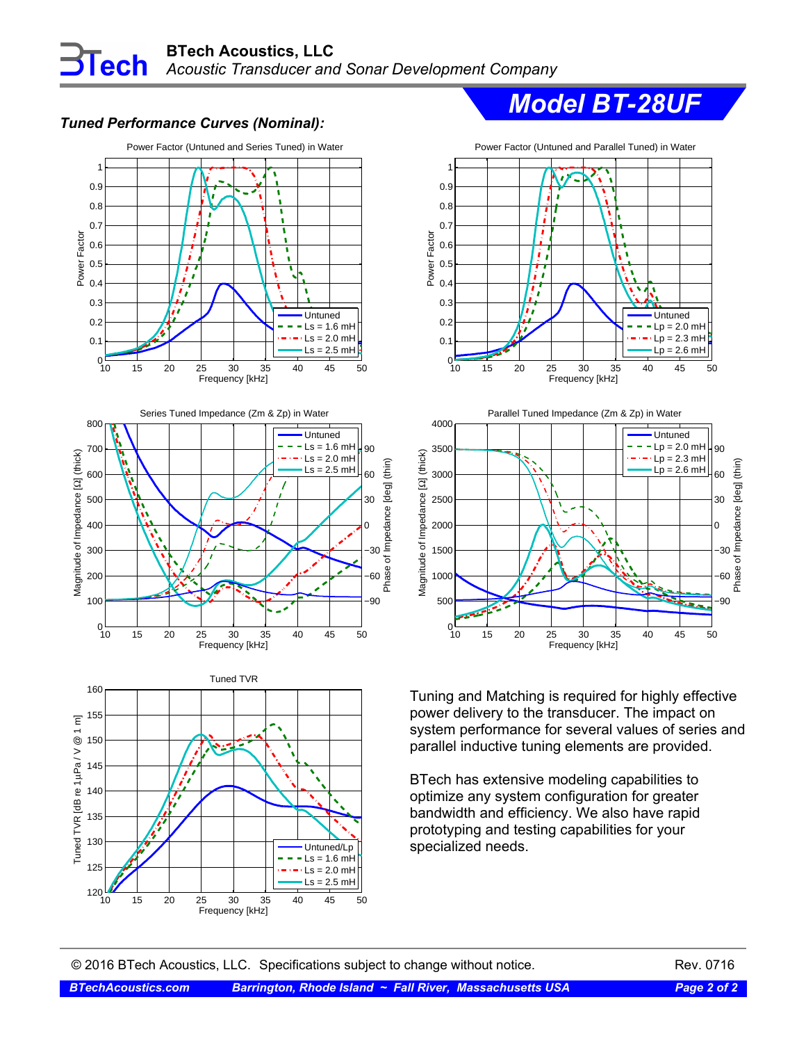# Model BT-28UF

### *Tuned Performance Curves (Nominal):*

Power Factor (Untuned and Series Tuned) in Water

Power Factor

Frequency [kHz]

Untuned
Ls = 1.6 mH
Ls = 2.0 mH
Ls = 2.5 mH

Power Factor (Untuned and Parallel Tuned) in Water

Power Factor

Frequency [kHz]

Untuned
Lp = 2.0 mH
Lp = 2.3 mH
Lp = 2.6 mH

Series Tuned Impedance (Zm & Zp) in Water

Magnitude of Impedance [Ω] (thick)

Phase of Impedance [deg] (thin)

Frequency [kHz]

Untuned
Ls = 1.6 mH
Ls = 2.0 mH
Ls = 2.5 mH

Parallel Tuned Impedance (Zm & Zp) in Water

Magnitude of Impedance [Ω] (thick)

Phase of Impedance [deg] (thin)

Frequency [kHz]

Untuned
Lp = 2.0 mH
Lp = 2.3 mH
Lp = 2.6 mH

Tuned TVR

Tuned TVR [dB re 1µPa / V @ 1 m]

Frequency [kHz]

Untuned/Lp
Ls = 1.6 mH
Ls = 2.0 mH
Ls = 2.5 mH

Tuning and Matching is required for highly effective power delivery to the transducer. The impact on system performance for several values of series and parallel inductive tuning elements are provided.

BTech has extensive modeling capabilities to optimize any system configuration for greater bandwidth and efficiency. We also have rapid prototyping and testing capabilities for your specialized needs.

© 2016 BTech Acoustics, LLC. Specifications subject to change without notice. Rev. 0716